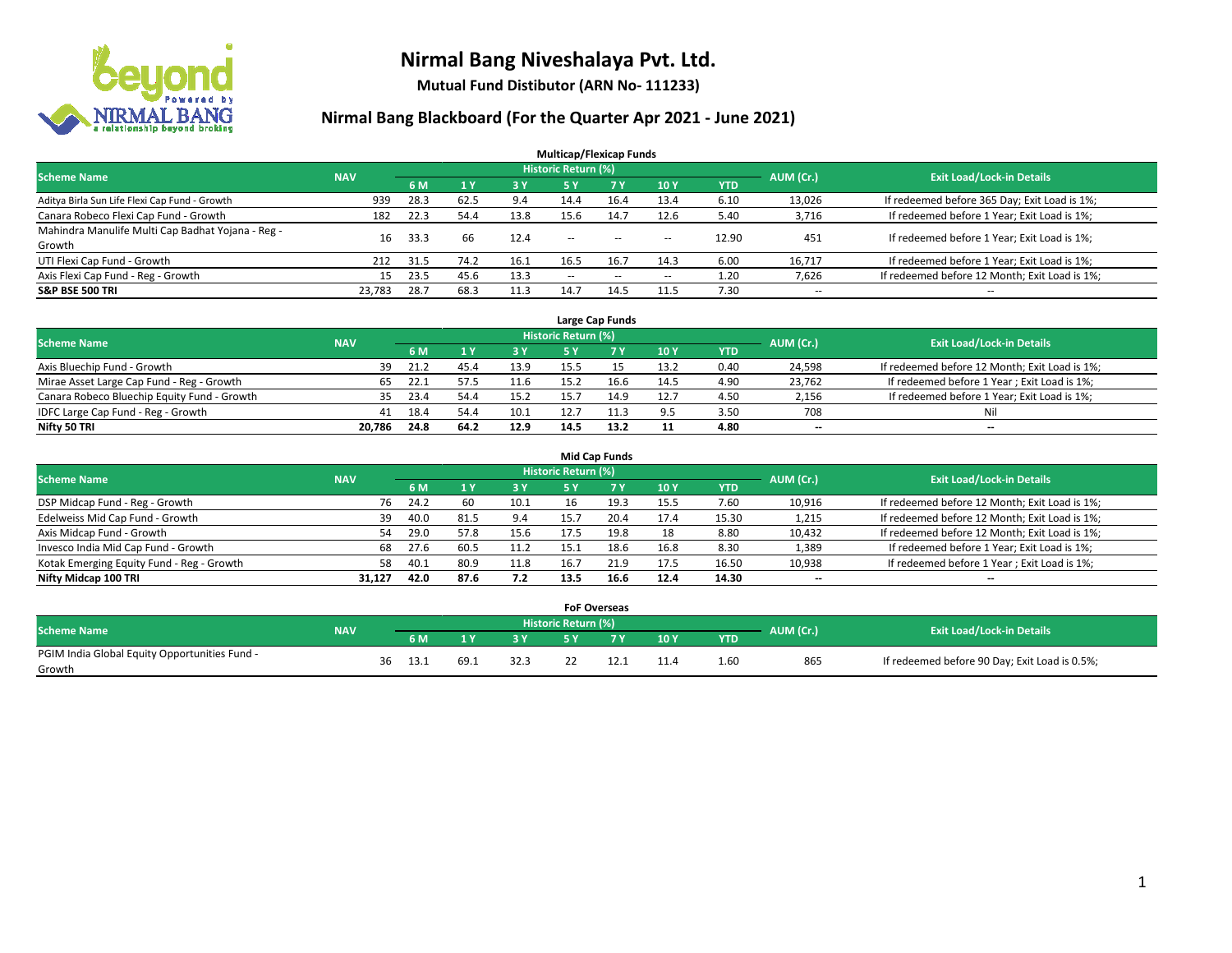# Nirmal Bang Niveshalaya Pvt. Ltd.

**Mutual Fund Distibutor (ARN No- 111233)**

## Nirmal Bang Blackboard (For the Quarter Apr 2021 - June 2021)

### Multicap/Flexicap Funds

| Scheme Name | NAV | Historic Return (%) | | | | | | | AUM (Cr.) | Exit Load/Lock-in Details |
|---|---|---|---|---|---|---|---|---|---|---|
| | | 6 M | 1 Y | 3 Y | 5 Y | 7 Y | 10 Y | YTD | | |
| Aditya Birla Sun Life Flexi Cap Fund - Growth | 939 | 28.3 | 62.5 | 9.4 | 14.4 | 16.4 | 13.4 | 6.10 | 13,026 | If redeemed before 365 Day; Exit Load is 1%; |
| Canara Robeco Flexi Cap Fund - Growth | 182 | 22.3 | 54.4 | 13.8 | 15.6 | 14.7 | 12.6 | 5.40 | 3,716 | If redeemed before 1 Year; Exit Load is 1%; |
| Mahindra Manulife Multi Cap Badhat Yojana - Reg - Growth | 16 | 33.3 | 66 | 12.4 | -- | -- | -- | 12.90 | 451 | If redeemed before 1 Year; Exit Load is 1%; |
| UTI Flexi Cap Fund - Growth | 212 | 31.5 | 74.2 | 16.1 | 16.5 | 16.7 | 14.3 | 6.00 | 16,717 | If redeemed before 1 Year; Exit Load is 1%; |
| Axis Flexi Cap Fund - Reg - Growth | 15 | 23.5 | 45.6 | 13.3 | -- | -- | -- | 1.20 | 7,626 | If redeemed before 12 Month; Exit Load is 1%; |
| **S&P BSE 500 TRI** | **23,783** | **28.7** | **68.3** | **11.3** | **14.7** | **14.5** | **11.5** | **7.30** | -- | -- |

### Large Cap Funds

| Scheme Name | NAV | Historic Return (%) | | | | | | | AUM (Cr.) | Exit Load/Lock-in Details |
|---|---|---|---|---|---|---|---|---|---|---|
| | | 6 M | 1 Y | 3 Y | 5 Y | 7 Y | 10 Y | YTD | | |
| Axis Bluechip Fund - Growth | 39 | 21.2 | 45.4 | 13.9 | 15.5 | 15 | 13.2 | 0.40 | 24,598 | If redeemed before 12 Month; Exit Load is 1%; |
| Mirae Asset Large Cap Fund - Reg - Growth | 65 | 22.1 | 57.5 | 11.6 | 15.2 | 16.6 | 14.5 | 4.90 | 23,762 | If redeemed before 1 Year ; Exit Load is 1%; |
| Canara Robeco Bluechip Equity Fund - Growth | 35 | 23.4 | 54.4 | 15.2 | 15.7 | 14.9 | 12.7 | 4.50 | 2,156 | If redeemed before 1 Year; Exit Load is 1%; |
| IDFC Large Cap Fund - Reg - Growth | 41 | 18.4 | 54.4 | 10.1 | 12.7 | 11.3 | 9.5 | 3.50 | 708 | Nil |
| **Nifty 50 TRI** | **20,786** | **24.8** | **64.2** | **12.9** | **14.5** | **13.2** | **11** | **4.80** | **--** | **--** |

### Mid Cap Funds

| Scheme Name | NAV | Historic Return (%) | | | | | | | AUM (Cr.) | Exit Load/Lock-in Details |
|---|---|---|---|---|---|---|---|---|---|---|
| | | 6 M | 1 Y | 3 Y | 5 Y | 7 Y | 10 Y | YTD | | |
| DSP Midcap Fund - Reg - Growth | 76 | 24.2 | 60 | 10.1 | 16 | 19.3 | 15.5 | 7.60 | 10,916 | If redeemed before 12 Month; Exit Load is 1%; |
| Edelweiss Mid Cap Fund - Growth | 39 | 40.0 | 81.5 | 9.4 | 15.7 | 20.4 | 17.4 | 15.30 | 1,215 | If redeemed before 12 Month; Exit Load is 1%; |
| Axis Midcap Fund - Growth | 54 | 29.0 | 57.8 | 15.6 | 17.5 | 19.8 | 18 | 8.80 | 10,432 | If redeemed before 12 Month; Exit Load is 1%; |
| Invesco India Mid Cap Fund - Growth | 68 | 27.6 | 60.5 | 11.2 | 15.1 | 18.6 | 16.8 | 8.30 | 1,389 | If redeemed before 1 Year; Exit Load is 1%; |
| Kotak Emerging Equity Fund - Reg - Growth | 58 | 40.1 | 80.9 | 11.8 | 16.7 | 21.9 | 17.5 | 16.50 | 10,938 | If redeemed before 1 Year ; Exit Load is 1%; |
| **Nifty Midcap 100 TRI** | **31,127** | **42.0** | **87.6** | **7.2** | **13.5** | **16.6** | **12.4** | **14.30** | **--** | **--** |

### FoF Overseas

| Scheme Name | NAV | Historic Return (%) | | | | | | | AUM (Cr.) | Exit Load/Lock-in Details |
|---|---|---|---|---|---|---|---|---|---|---|
| | | 6 M | 1 Y | 3 Y | 5 Y | 7 Y | 10 Y | YTD | | |
| PGIM India Global Equity Opportunities Fund - Growth | 36 | 13.1 | 69.1 | 32.3 | 22 | 12.1 | 11.4 | 1.60 | 865 | If redeemed before 90 Day; Exit Load is 0.5%; |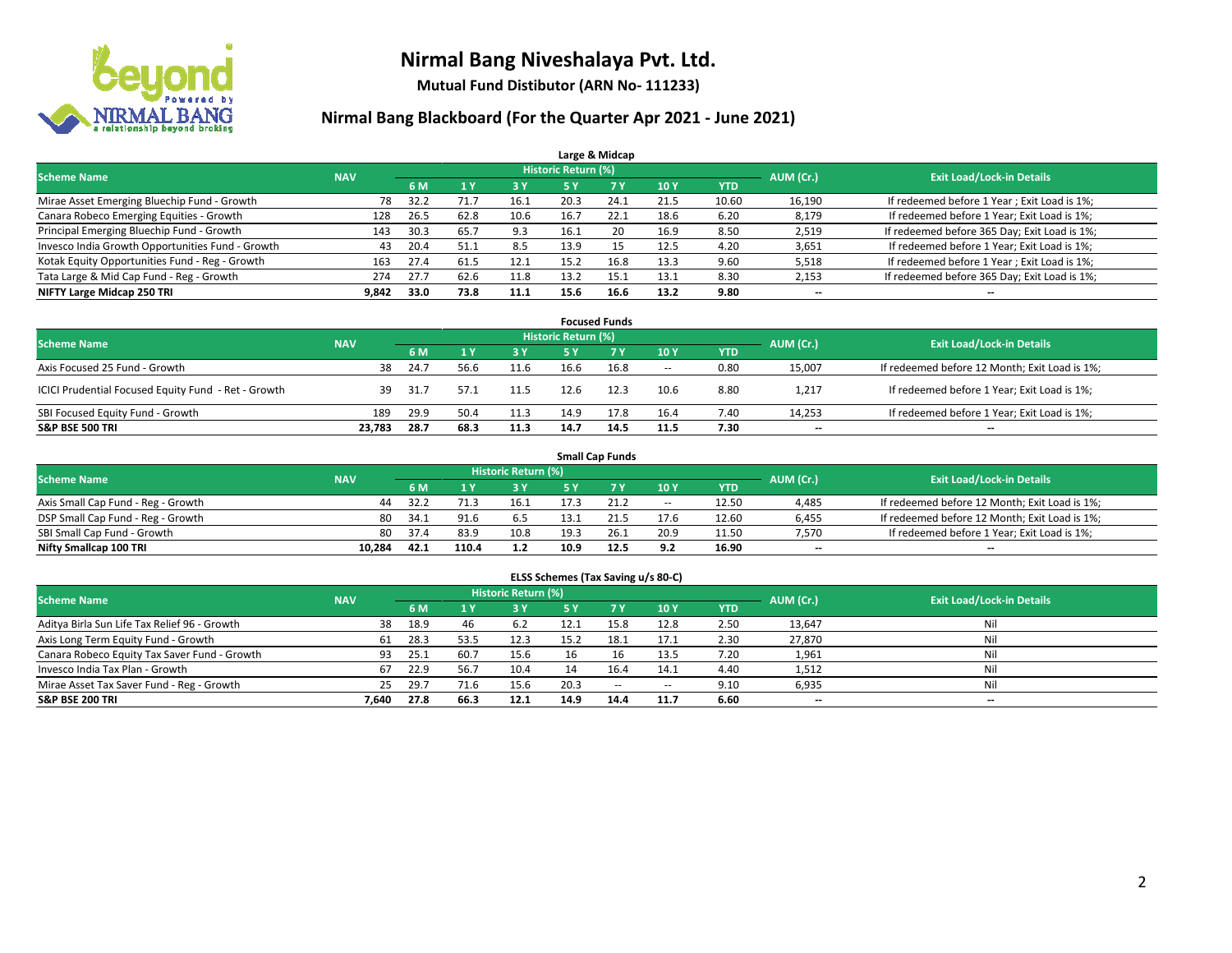# Nirmal Bang Niveshalaya Pvt. Ltd.

**Mutual Fund Distibutor (ARN No- 111233)**

## Nirmal Bang Blackboard (For the Quarter Apr 2021 - June 2021)

### Large & Midcap

| Scheme Name | NAV | Historic Return (%) | | | | | | | AUM (Cr.) | Exit Load/Lock-in Details |
|---|---|---|---|---|---|---|---|---|---|---|
| | | 6 M | 1 Y | 3 Y | 5 Y | 7 Y | 10 Y | YTD | | |
| Mirae Asset Emerging Bluechip Fund - Growth | 78 | 32.2 | 71.7 | 16.1 | 20.3 | 24.1 | 21.5 | 10.60 | 16,190 | If redeemed before 1 Year ; Exit Load is 1%; |
| Canara Robeco Emerging Equities - Growth | 128 | 26.5 | 62.8 | 10.6 | 16.7 | 22.1 | 18.6 | 6.20 | 8,179 | If redeemed before 1 Year; Exit Load is 1%; |
| Principal Emerging Bluechip Fund - Growth | 143 | 30.3 | 65.7 | 9.3 | 16.1 | 20 | 16.9 | 8.50 | 2,519 | If redeemed before 365 Day; Exit Load is 1%; |
| Invesco India Growth Opportunities Fund - Growth | 43 | 20.4 | 51.1 | 8.5 | 13.9 | 15 | 12.5 | 4.20 | 3,651 | If redeemed before 1 Year; Exit Load is 1%; |
| Kotak Equity Opportunities Fund - Reg - Growth | 163 | 27.4 | 61.5 | 12.1 | 15.2 | 16.8 | 13.3 | 9.60 | 5,518 | If redeemed before 1 Year ; Exit Load is 1%; |
| Tata Large & Mid Cap Fund - Reg - Growth | 274 | 27.7 | 62.6 | 11.8 | 13.2 | 15.1 | 13.1 | 8.30 | 2,153 | If redeemed before 365 Day; Exit Load is 1%; |
| **NIFTY Large Midcap 250 TRI** | **9,842** | **33.0** | **73.8** | **11.1** | **15.6** | **16.6** | **13.2** | **9.80** | **--** | **--** |

### Focused Funds

| Scheme Name | NAV | Historic Return (%) | | | | | | | AUM (Cr.) | Exit Load/Lock-in Details |
|---|---|---|---|---|---|---|---|---|---|---|
| | | 6 M | 1 Y | 3 Y | 5 Y | 7 Y | 10 Y | YTD | | |
| Axis Focused 25 Fund - Growth | 38 | 24.7 | 56.6 | 11.6 | 16.6 | 16.8 | -- | 0.80 | 15,007 | If redeemed before 12 Month; Exit Load is 1%; |
| ICICI Prudential Focused Equity Fund - Ret - Growth | 39 | 31.7 | 57.1 | 11.5 | 12.6 | 12.3 | 10.6 | 8.80 | 1,217 | If redeemed before 1 Year; Exit Load is 1%; |
| SBI Focused Equity Fund - Growth | 189 | 29.9 | 50.4 | 11.3 | 14.9 | 17.8 | 16.4 | 7.40 | 14,253 | If redeemed before 1 Year; Exit Load is 1%; |
| **S&P BSE 500 TRI** | **23,783** | **28.7** | **68.3** | **11.3** | **14.7** | **14.5** | **11.5** | **7.30** | **--** | **--** |

### Small Cap Funds

| Scheme Name | NAV | Historic Return (%) | | | | | | | AUM (Cr.) | Exit Load/Lock-in Details |
|---|---|---|---|---|---|---|---|---|---|---|
| | | 6 M | 1 Y | 3 Y | 5 Y | 7 Y | 10 Y | YTD | | |
| Axis Small Cap Fund - Reg - Growth | 44 | 32.2 | 71.3 | 16.1 | 17.3 | 21.2 | -- | 12.50 | 4,485 | If redeemed before 12 Month; Exit Load is 1%; |
| DSP Small Cap Fund - Reg - Growth | 80 | 34.1 | 91.6 | 6.5 | 13.1 | 21.5 | 17.6 | 12.60 | 6,455 | If redeemed before 12 Month; Exit Load is 1%; |
| SBI Small Cap Fund - Growth | 80 | 37.4 | 83.9 | 10.8 | 19.3 | 26.1 | 20.9 | 11.50 | 7,570 | If redeemed before 1 Year; Exit Load is 1%; |
| **Nifty Smallcap 100 TRI** | **10,284** | **42.1** | **110.4** | **1.2** | **10.9** | **12.5** | **9.2** | **16.90** | **--** | **--** |

### ELSS Schemes (Tax Saving u/s 80-C)

| Scheme Name | NAV | Historic Return (%) | | | | | | | AUM (Cr.) | Exit Load/Lock-in Details |
|---|---|---|---|---|---|---|---|---|---|---|
| | | 6 M | 1 Y | 3 Y | 5 Y | 7 Y | 10 Y | YTD | | |
| Aditya Birla Sun Life Tax Relief 96 - Growth | 38 | 18.9 | 46 | 6.2 | 12.1 | 15.8 | 12.8 | 2.50 | 13,647 | Nil |
| Axis Long Term Equity Fund - Growth | 61 | 28.3 | 53.5 | 12.3 | 15.2 | 18.1 | 17.1 | 2.30 | 27,870 | Nil |
| Canara Robeco Equity Tax Saver Fund - Growth | 93 | 25.1 | 60.7 | 15.6 | 16 | 16 | 13.5 | 7.20 | 1,961 | Nil |
| Invesco India Tax Plan - Growth | 67 | 22.9 | 56.7 | 10.4 | 14 | 16.4 | 14.1 | 4.40 | 1,512 | Nil |
| Mirae Asset Tax Saver Fund - Reg - Growth | 25 | 29.7 | 71.6 | 15.6 | 20.3 | -- | -- | 9.10 | 6,935 | Nil |
| **S&P BSE 200 TRI** | **7,640** | **27.8** | **66.3** | **12.1** | **14.9** | **14.4** | **11.7** | **6.60** | **--** | **--** |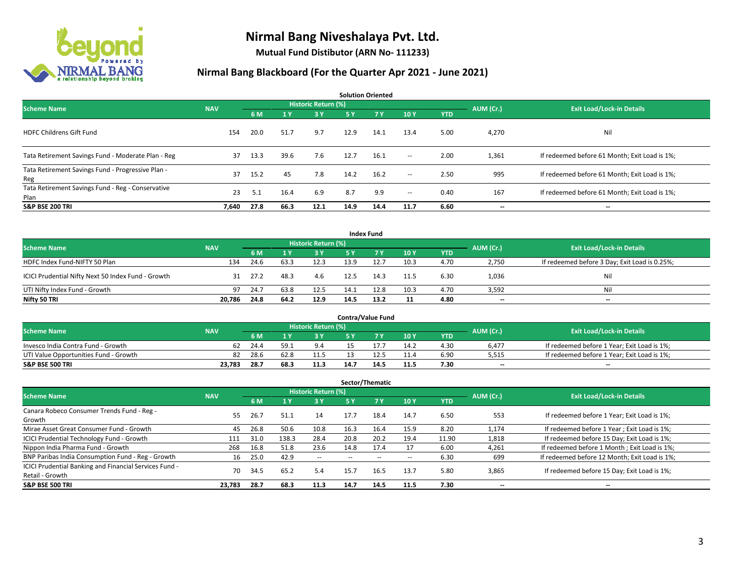# Nirmal Bang Niveshalaya Pvt. Ltd.

**Mutual Fund Distibutor (ARN No- 111233)**

## Nirmal Bang Blackboard (For the Quarter Apr 2021 - June 2021)

### Solution Oriented

| Scheme Name | NAV | Historic Return (%) | | | | | | | AUM (Cr.) | Exit Load/Lock-in Details |
|---|---|---|---|---|---|---|---|---|---|---|
| | | 6 M | 1 Y | 3 Y | 5 Y | 7 Y | 10 Y | YTD | | |
| HDFC Childrens Gift Fund | 154 | 20.0 | 51.7 | 9.7 | 12.9 | 14.1 | 13.4 | 5.00 | 4,270 | Nil |
| Tata Retirement Savings Fund - Moderate Plan - Reg | 37 | 13.3 | 39.6 | 7.6 | 12.7 | 16.1 | -- | 2.00 | 1,361 | If redeemed before 61 Month; Exit Load is 1%; |
| Tata Retirement Savings Fund - Progressive Plan - Reg | 37 | 15.2 | 45 | 7.8 | 14.2 | 16.2 | -- | 2.50 | 995 | If redeemed before 61 Month; Exit Load is 1%; |
| Tata Retirement Savings Fund - Reg - Conservative Plan | 23 | 5.1 | 16.4 | 6.9 | 8.7 | 9.9 | -- | 0.40 | 167 | If redeemed before 61 Month; Exit Load is 1%; |
| **S&P BSE 200 TRI** | **7,640** | **27.8** | **66.3** | **12.1** | **14.9** | **14.4** | **11.7** | **6.60** | **--** | **--** |

### Index Fund

| Scheme Name | NAV | Historic Return (%) | | | | | | | AUM (Cr.) | Exit Load/Lock-in Details |
|---|---|---|---|---|---|---|---|---|---|---|
| | | 6 M | 1 Y | 3 Y | 5 Y | 7 Y | 10 Y | YTD | | |
| HDFC Index Fund-NIFTY 50 Plan | 134 | 24.6 | 63.3 | 12.3 | 13.9 | 12.7 | 10.3 | 4.70 | 2,750 | If redeemed before 3 Day; Exit Load is 0.25%; |
| ICICI Prudential Nifty Next 50 Index Fund - Growth | 31 | 27.2 | 48.3 | 4.6 | 12.5 | 14.3 | 11.5 | 6.30 | 1,036 | Nil |
| UTI Nifty Index Fund - Growth | 97 | 24.7 | 63.8 | 12.5 | 14.1 | 12.8 | 10.3 | 4.70 | 3,592 | Nil |
| **Nifty 50 TRI** | **20,786** | **24.8** | **64.2** | **12.9** | **14.5** | **13.2** | **11** | **4.80** | **--** | **--** |

### Contra/Value Fund

| Scheme Name | NAV | Historic Return (%) | | | | | | | AUM (Cr.) | Exit Load/Lock-in Details |
|---|---|---|---|---|---|---|---|---|---|---|
| | | 6 M | 1 Y | 3 Y | 5 Y | 7 Y | 10 Y | YTD | | |
| Invesco India Contra Fund - Growth | 62 | 24.4 | 59.1 | 9.4 | 15 | 17.7 | 14.2 | 4.30 | 6,477 | If redeemed before 1 Year; Exit Load is 1%; |
| UTI Value Opportunities Fund - Growth | 82 | 28.6 | 62.8 | 11.5 | 13 | 12.5 | 11.4 | 6.90 | 5,515 | If redeemed before 1 Year; Exit Load is 1%; |
| **S&P BSE 500 TRI** | **23,783** | **28.7** | **68.3** | **11.3** | **14.7** | **14.5** | **11.5** | **7.30** | **--** | **--** |

### Sector/Thematic

| Scheme Name | NAV | Historic Return (%) | | | | | | | AUM (Cr.) | Exit Load/Lock-in Details |
|---|---|---|---|---|---|---|---|---|---|---|
| | | 6 M | 1 Y | 3 Y | 5 Y | 7 Y | 10 Y | YTD | | |
| Canara Robeco Consumer Trends Fund - Reg - Growth | 55 | 26.7 | 51.1 | 14 | 17.7 | 18.4 | 14.7 | 6.50 | 553 | If redeemed before 1 Year; Exit Load is 1%; |
| Mirae Asset Great Consumer Fund - Growth | 45 | 26.8 | 50.6 | 10.8 | 16.3 | 16.4 | 15.9 | 8.20 | 1,174 | If redeemed before 1 Year ; Exit Load is 1%; |
| ICICI Prudential Technology Fund - Growth | 111 | 31.0 | 138.3 | 28.4 | 20.8 | 20.2 | 19.4 | 11.90 | 1,818 | If redeemed before 15 Day; Exit Load is 1%; |
| Nippon India Pharma Fund - Growth | 268 | 16.8 | 51.8 | 23.6 | 14.8 | 17.4 | 17 | 6.00 | 4,261 | If redeemed before 1 Month ; Exit Load is 1%; |
| BNP Paribas India Consumption Fund - Reg - Growth | 16 | 25.0 | 42.9 | -- | -- | -- | -- | 6.30 | 699 | If redeemed before 12 Month; Exit Load is 1%; |
| ICICI Prudential Banking and Financial Services Fund - Retail - Growth | 70 | 34.5 | 65.2 | 5.4 | 15.7 | 16.5 | 13.7 | 5.80 | 3,865 | If redeemed before 15 Day; Exit Load is 1%; |
| **S&P BSE 500 TRI** | **23,783** | **28.7** | **68.3** | **11.3** | **14.7** | **14.5** | **11.5** | **7.30** | **--** | **--** |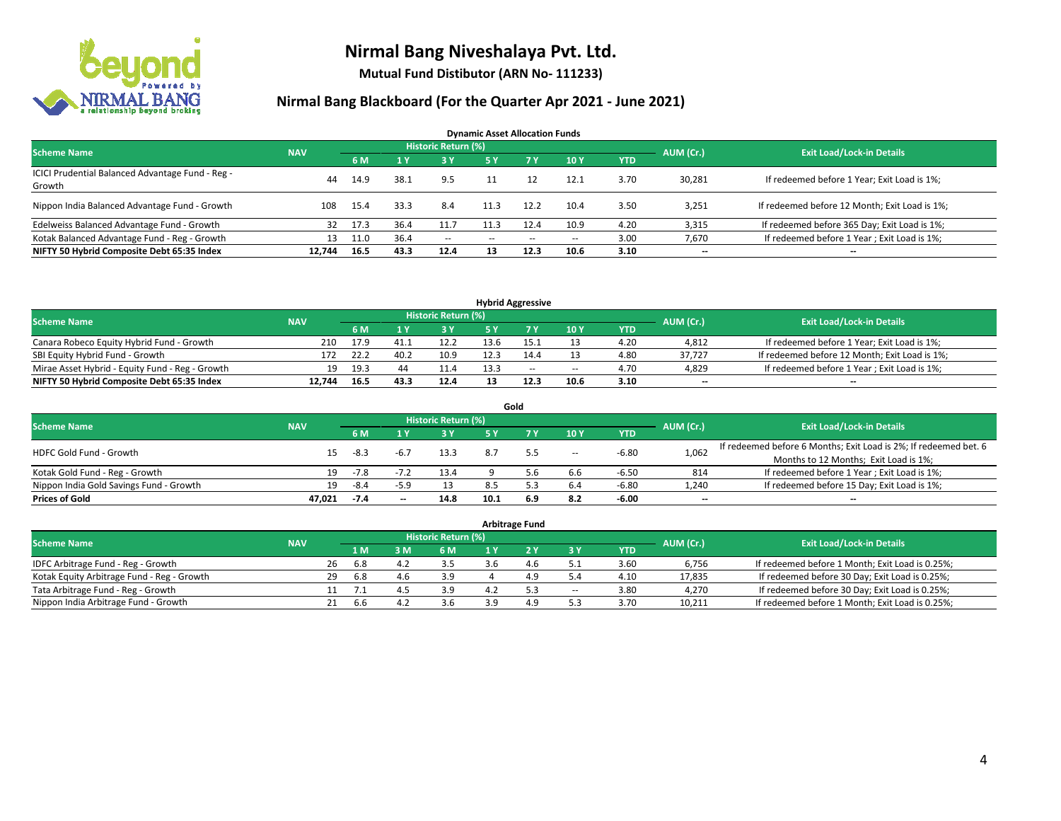# Nirmal Bang Niveshalaya Pvt. Ltd.

**Mutual Fund Distibutor (ARN No- 111233)**

## Nirmal Bang Blackboard (For the Quarter Apr 2021 - June 2021)

### Dynamic Asset Allocation Funds

| Scheme Name | NAV | Historic Return (%) | | | | | | | AUM (Cr.) | Exit Load/Lock-in Details |
|---|---|---|---|---|---|---|---|---|---|---|
| | | 6 M | 1 Y | 3 Y | 5 Y | 7 Y | 10 Y | YTD | | |
| ICICI Prudential Balanced Advantage Fund - Reg - Growth | 44 | 14.9 | 38.1 | 9.5 | 11 | 12 | 12.1 | 3.70 | 30,281 | If redeemed before 1 Year; Exit Load is 1%; |
| Nippon India Balanced Advantage Fund - Growth | 108 | 15.4 | 33.3 | 8.4 | 11.3 | 12.2 | 10.4 | 3.50 | 3,251 | If redeemed before 12 Month; Exit Load is 1%; |
| Edelweiss Balanced Advantage Fund - Growth | 32 | 17.3 | 36.4 | 11.7 | 11.3 | 12.4 | 10.9 | 4.20 | 3,315 | If redeemed before 365 Day; Exit Load is 1%; |
| Kotak Balanced Advantage Fund - Reg - Growth | 13 | 11.0 | 36.4 | -- | -- | -- | -- | 3.00 | 7,670 | If redeemed before 1 Year ; Exit Load is 1%; |
| **NIFTY 50 Hybrid Composite Debt 65:35 Index** | **12,744** | **16.5** | **43.3** | **12.4** | **13** | **12.3** | **10.6** | **3.10** | **--** | **--** |

### Hybrid Aggressive

| Scheme Name | NAV | Historic Return (%) | | | | | | | AUM (Cr.) | Exit Load/Lock-in Details |
|---|---|---|---|---|---|---|---|---|---|---|
| | | 6 M | 1 Y | 3 Y | 5 Y | 7 Y | 10 Y | YTD | | |
| Canara Robeco Equity Hybrid Fund - Growth | 210 | 17.9 | 41.1 | 12.2 | 13.6 | 15.1 | 13 | 4.20 | 4,812 | If redeemed before 1 Year; Exit Load is 1%; |
| SBI Equity Hybrid Fund - Growth | 172 | 22.2 | 40.2 | 10.9 | 12.3 | 14.4 | 13 | 4.80 | 37,727 | If redeemed before 12 Month; Exit Load is 1%; |
| Mirae Asset Hybrid - Equity Fund - Reg - Growth | 19 | 19.3 | 44 | 11.4 | 13.3 | -- | -- | 4.70 | 4,829 | If redeemed before 1 Year ; Exit Load is 1%; |
| **NIFTY 50 Hybrid Composite Debt 65:35 Index** | **12,744** | **16.5** | **43.3** | **12.4** | **13** | **12.3** | **10.6** | **3.10** | **--** | **--** |

### Gold

| Scheme Name | NAV | Historic Return (%) | | | | | | | AUM (Cr.) | Exit Load/Lock-in Details |
|---|---|---|---|---|---|---|---|---|---|---|
| | | 6 M | 1 Y | 3 Y | 5 Y | 7 Y | 10 Y | YTD | | |
| HDFC Gold Fund - Growth | 15 | -8.3 | -6.7 | 13.3 | 8.7 | 5.5 | -- | -6.80 | 1,062 | If redeemed before 6 Months; Exit Load is 2%; If redeemed bet. 6 Months to 12 Months; Exit Load is 1%; |
| Kotak Gold Fund - Reg - Growth | 19 | -7.8 | -7.2 | 13.4 | 9 | 5.6 | 6.6 | -6.50 | 814 | If redeemed before 1 Year ; Exit Load is 1%; |
| Nippon India Gold Savings Fund - Growth | 19 | -8.4 | -5.9 | 13 | 8.5 | 5.3 | 6.4 | -6.80 | 1,240 | If redeemed before 15 Day; Exit Load is 1%; |
| **Prices of Gold** | **47,021** | **-7.4** | **--** | **14.8** | **10.1** | **6.9** | **8.2** | **-6.00** | **--** | **--** |

### Arbitrage Fund

| Scheme Name | NAV | Historic Return (%) | | | | | | | AUM (Cr.) | Exit Load/Lock-in Details |
|---|---|---|---|---|---|---|---|---|---|---|
| | | 1 M | 3 M | 6 M | 1 Y | 2 Y | 3 Y | YTD | | |
| IDFC Arbitrage Fund - Reg - Growth | 26 | 6.8 | 4.2 | 3.5 | 3.6 | 4.6 | 5.1 | 3.60 | 6,756 | If redeemed before 1 Month; Exit Load is 0.25%; |
| Kotak Equity Arbitrage Fund - Reg - Growth | 29 | 6.8 | 4.6 | 3.9 | 4 | 4.9 | 5.4 | 4.10 | 17,835 | If redeemed before 30 Day; Exit Load is 0.25%; |
| Tata Arbitrage Fund - Reg - Growth | 11 | 7.1 | 4.5 | 3.9 | 4.2 | 5.3 | -- | 3.80 | 4,270 | If redeemed before 30 Day; Exit Load is 0.25%; |
| Nippon India Arbitrage Fund - Growth | 21 | 6.6 | 4.2 | 3.6 | 3.9 | 4.9 | 5.3 | 3.70 | 10,211 | If redeemed before 1 Month; Exit Load is 0.25%; |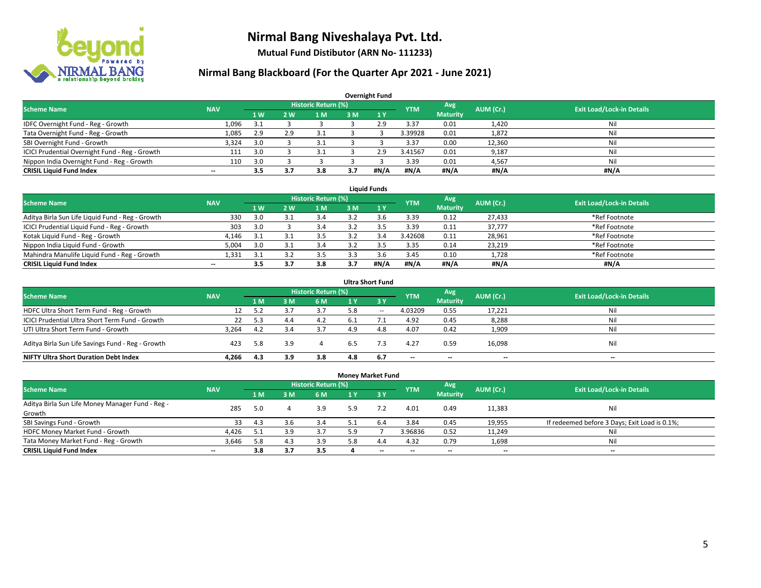# Nirmal Bang Niveshalaya Pvt. Ltd.

**Mutual Fund Distibutor (ARN No- 111233)**

## Nirmal Bang Blackboard (For the Quarter Apr 2021 - June 2021)

### Overnight Fund

| Scheme Name | NAV | Historic Return (%) | | | | | YTM | Avg Maturity | AUM (Cr.) | Exit Load/Lock-in Details |
|---|---|---|---|---|---|---|---|---|---|---|
| | | 1 W | 2 W | 1 M | 3 M | 1 Y | | | | |
| IDFC Overnight Fund - Reg - Growth | 1,096 | 3.1 | 3 | 3 | 3 | 2.9 | 3.37 | 0.01 | 1,420 | Nil |
| Tata Overnight Fund - Reg - Growth | 1,085 | 2.9 | 2.9 | 3.1 | 3 | 3 | 3.39928 | 0.01 | 1,872 | Nil |
| SBI Overnight Fund - Growth | 3,324 | 3.0 | 3 | 3.1 | 3 | 3 | 3.37 | 0.00 | 12,360 | Nil |
| ICICI Prudential Overnight Fund - Reg - Growth | 111 | 3.0 | 3 | 3.1 | 3 | 2.9 | 3.41567 | 0.01 | 9,187 | Nil |
| Nippon India Overnight Fund - Reg - Growth | 110 | 3.0 | 3 | 3 | 3 | 3 | 3.39 | 0.01 | 4,567 | Nil |
| **CRISIL Liquid Fund Index** | **--** | **3.5** | **3.7** | **3.8** | **3.7** | **#N/A** | **#N/A** | **#N/A** | **#N/A** | **#N/A** |

### Liquid Funds

| Scheme Name | NAV | Historic Return (%) | | | | | YTM | Avg Maturity | AUM (Cr.) | Exit Load/Lock-in Details |
|---|---|---|---|---|---|---|---|---|---|---|
| | | 1 W | 2 W | 1 M | 3 M | 1 Y | | | | |
| Aditya Birla Sun Life Liquid Fund - Reg - Growth | 330 | 3.0 | 3.1 | 3.4 | 3.2 | 3.6 | 3.39 | 0.12 | 27,433 | *Ref Footnote |
| ICICI Prudential Liquid Fund - Reg - Growth | 303 | 3.0 | 3 | 3.4 | 3.2 | 3.5 | 3.39 | 0.11 | 37,777 | *Ref Footnote |
| Kotak Liquid Fund - Reg - Growth | 4,146 | 3.1 | 3.1 | 3.5 | 3.2 | 3.4 | 3.42608 | 0.11 | 28,961 | *Ref Footnote |
| Nippon India Liquid Fund - Growth | 5,004 | 3.0 | 3.1 | 3.4 | 3.2 | 3.5 | 3.35 | 0.14 | 23,219 | *Ref Footnote |
| Mahindra Manulife Liquid Fund - Reg - Growth | 1,331 | 3.1 | 3.2 | 3.5 | 3.3 | 3.6 | 3.45 | 0.10 | 1,728 | *Ref Footnote |
| **CRISIL Liquid Fund Index** | **--** | **3.5** | **3.7** | **3.8** | **3.7** | **#N/A** | **#N/A** | **#N/A** | **#N/A** | **#N/A** |

### Ultra Short Fund

| Scheme Name | NAV | Historic Return (%) | | | | | YTM | Avg Maturity | AUM (Cr.) | Exit Load/Lock-in Details |
|---|---|---|---|---|---|---|---|---|---|---|
| | | 1 M | 3 M | 6 M | 1 Y | 3 Y | | | | |
| HDFC Ultra Short Term Fund - Reg - Growth | 12 | 5.2 | 3.7 | 3.7 | 5.8 | -- | 4.03209 | 0.55 | 17,221 | Nil |
| ICICI Prudential Ultra Short Term Fund - Growth | 22 | 5.3 | 4.4 | 4.2 | 6.1 | 7.1 | 4.92 | 0.45 | 8,288 | Nil |
| UTI Ultra Short Term Fund - Growth | 3,264 | 4.2 | 3.4 | 3.7 | 4.9 | 4.8 | 4.07 | 0.42 | 1,909 | Nil |
| Aditya Birla Sun Life Savings Fund - Reg - Growth | 423 | 5.8 | 3.9 | 4 | 6.5 | 7.3 | 4.27 | 0.59 | 16,098 | Nil |
| **NIFTY Ultra Short Duration Debt Index** | **4,266** | **4.3** | **3.9** | **3.8** | **4.8** | **6.7** | **--** | **--** | **--** | **--** |

### Money Market Fund

| Scheme Name | NAV | Historic Return (%) | | | | | YTM | Avg Maturity | AUM (Cr.) | Exit Load/Lock-in Details |
|---|---|---|---|---|---|---|---|---|---|---|
| | | 1 M | 3 M | 6 M | 1 Y | 3 Y | | | | |
| Aditya Birla Sun Life Money Manager Fund - Reg - Growth | 285 | 5.0 | 4 | 3.9 | 5.9 | 7.2 | 4.01 | 0.49 | 11,383 | Nil |
| SBI Savings Fund - Growth | 33 | 4.3 | 3.6 | 3.4 | 5.1 | 6.4 | 3.84 | 0.45 | 19,955 | If redeemed before 3 Days; Exit Load is 0.1%; |
| HDFC Money Market Fund - Growth | 4,426 | 5.1 | 3.9 | 3.7 | 5.9 | 7 | 3.96836 | 0.52 | 11,249 | Nil |
| Tata Money Market Fund - Reg - Growth | 3,646 | 5.8 | 4.3 | 3.9 | 5.8 | 4.4 | 4.32 | 0.79 | 1,698 | Nil |
| **CRISIL Liquid Fund Index** | **--** | **3.8** | **3.7** | **3.5** | **4** | **--** | **--** | **--** | **--** | **--** |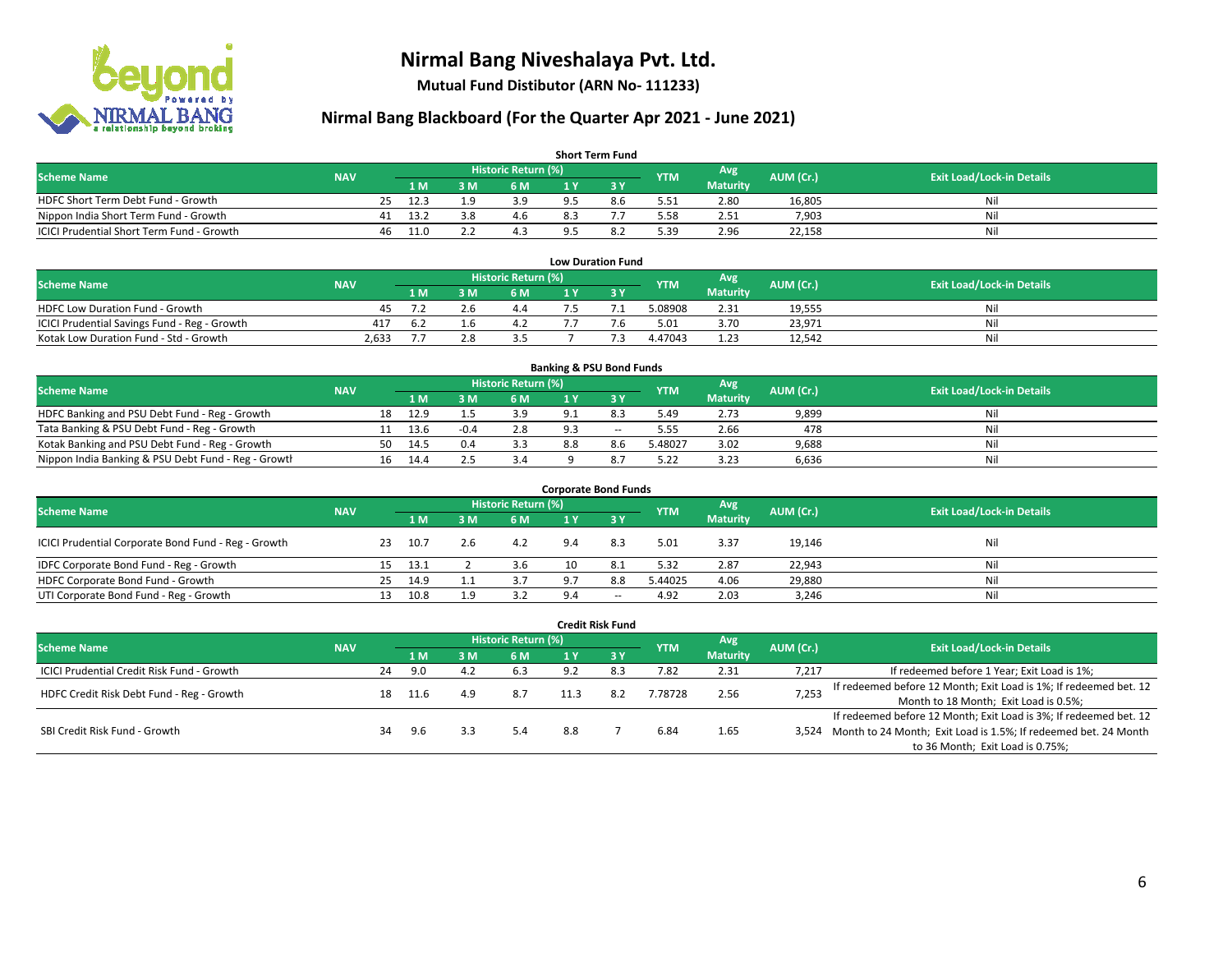# Nirmal Bang Niveshalaya Pvt. Ltd.

**Mutual Fund Distibutor (ARN No- 111233)**

## Nirmal Bang Blackboard (For the Quarter Apr 2021 - June 2021)

### Short Term Fund

| Scheme Name | NAV | Historic Return (%) | | | | | YTM | Avg Maturity | AUM (Cr.) | Exit Load/Lock-in Details |
|---|---|---|---|---|---|---|---|---|---|---|
| | | 1 M | 3 M | 6 M | 1 Y | 3 Y | | | | |
| HDFC Short Term Debt Fund - Growth | 25 | 12.3 | 1.9 | 3.9 | 9.5 | 8.6 | 5.51 | 2.80 | 16,805 | Nil |
| Nippon India Short Term Fund - Growth | 41 | 13.2 | 3.8 | 4.6 | 8.3 | 7.7 | 5.58 | 2.51 | 7,903 | Nil |
| ICICI Prudential Short Term Fund - Growth | 46 | 11.0 | 2.2 | 4.3 | 9.5 | 8.2 | 5.39 | 2.96 | 22,158 | Nil |

### Low Duration Fund

| Scheme Name | NAV | Historic Return (%) | | | | | YTM | Avg Maturity | AUM (Cr.) | Exit Load/Lock-in Details |
|---|---|---|---|---|---|---|---|---|---|---|
| | | 1 M | 3 M | 6 M | 1 Y | 3 Y | | | | |
| HDFC Low Duration Fund - Growth | 45 | 7.2 | 2.6 | 4.4 | 7.5 | 7.1 | 5.08908 | 2.31 | 19,555 | Nil |
| ICICI Prudential Savings Fund - Reg - Growth | 417 | 6.2 | 1.6 | 4.2 | 7.7 | 7.6 | 5.01 | 3.70 | 23,971 | Nil |
| Kotak Low Duration Fund - Std - Growth | 2,633 | 7.7 | 2.8 | 3.5 | 7 | 7.3 | 4.47043 | 1.23 | 12,542 | Nil |

### Banking & PSU Bond Funds

| Scheme Name | NAV | Historic Return (%) | | | | | YTM | Avg Maturity | AUM (Cr.) | Exit Load/Lock-in Details |
|---|---|---|---|---|---|---|---|---|---|---|
| | | 1 M | 3 M | 6 M | 1 Y | 3 Y | | | | |
| HDFC Banking and PSU Debt Fund - Reg - Growth | 18 | 12.9 | 1.5 | 3.9 | 9.1 | 8.3 | 5.49 | 2.73 | 9,899 | Nil |
| Tata Banking & PSU Debt Fund - Reg - Growth | 11 | 13.6 | -0.4 | 2.8 | 9.3 | -- | 5.55 | 2.66 | 478 | Nil |
| Kotak Banking and PSU Debt Fund - Reg - Growth | 50 | 14.5 | 0.4 | 3.3 | 8.8 | 8.6 | 5.48027 | 3.02 | 9,688 | Nil |
| Nippon India Banking & PSU Debt Fund - Reg - Growth | 16 | 14.4 | 2.5 | 3.4 | 9 | 8.7 | 5.22 | 3.23 | 6,636 | Nil |

### Corporate Bond Funds

| Scheme Name | NAV | Historic Return (%) | | | | | YTM | Avg Maturity | AUM (Cr.) | Exit Load/Lock-in Details |
|---|---|---|---|---|---|---|---|---|---|---|
| | | 1 M | 3 M | 6 M | 1 Y | 3 Y | | | | |
| ICICI Prudential Corporate Bond Fund - Reg - Growth | 23 | 10.7 | 2.6 | 4.2 | 9.4 | 8.3 | 5.01 | 3.37 | 19,146 | Nil |
| IDFC Corporate Bond Fund - Reg - Growth | 15 | 13.1 | 2 | 3.6 | 10 | 8.1 | 5.32 | 2.87 | 22,943 | Nil |
| HDFC Corporate Bond Fund - Growth | 25 | 14.9 | 1.1 | 3.7 | 9.7 | 8.8 | 5.44025 | 4.06 | 29,880 | Nil |
| UTI Corporate Bond Fund - Reg - Growth | 13 | 10.8 | 1.9 | 3.2 | 9.4 | -- | 4.92 | 2.03 | 3,246 | Nil |

### Credit Risk Fund

| Scheme Name | NAV | Historic Return (%) | | | | | YTM | Avg Maturity | AUM (Cr.) | Exit Load/Lock-in Details |
|---|---|---|---|---|---|---|---|---|---|---|
| | | 1 M | 3 M | 6 M | 1 Y | 3 Y | | | | |
| ICICI Prudential Credit Risk Fund - Growth | 24 | 9.0 | 4.2 | 6.3 | 9.2 | 8.3 | 7.82 | 2.31 | 7,217 | If redeemed before 1 Year; Exit Load is 1%; |
| HDFC Credit Risk Debt Fund - Reg - Growth | 18 | 11.6 | 4.9 | 8.7 | 11.3 | 8.2 | 7.78728 | 2.56 | 7,253 | If redeemed before 12 Month; Exit Load is 1%; If redeemed bet. 12 Month to 18 Month; Exit Load is 0.5%; |
| SBI Credit Risk Fund - Growth | 34 | 9.6 | 3.3 | 5.4 | 8.8 | 7 | 6.84 | 1.65 | 3,524 | If redeemed before 12 Month; Exit Load is 3%; If redeemed bet. 12 Month to 24 Month; Exit Load is 1.5%; If redeemed bet. 24 Month to 36 Month; Exit Load is 0.75%; |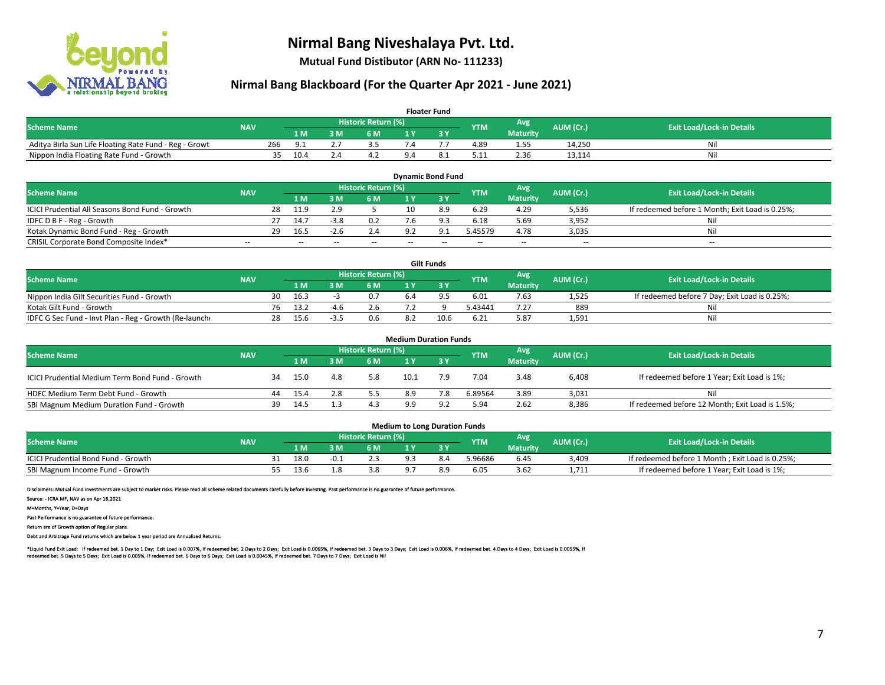# Nirmal Bang Niveshalaya Pvt. Ltd.

**Mutual Fund Distibutor (ARN No- 111233)**

## Nirmal Bang Blackboard (For the Quarter Apr 2021 - June 2021)

### Floater Fund

| Scheme Name | NAV | Historic Return (%) | | | | | YTM | Avg Maturity | AUM (Cr.) | Exit Load/Lock-in Details |
|---|---|---|---|---|---|---|---|---|---|---|
| | | 1 M | 3 M | 6 M | 1 Y | 3 Y | | | | |
| Aditya Birla Sun Life Floating Rate Fund - Reg - Growt | 266 | 9.1 | 2.7 | 3.5 | 7.4 | 7.7 | 4.89 | 1.55 | 14,250 | Nil |
| Nippon India Floating Rate Fund - Growth | 35 | 10.4 | 2.4 | 4.2 | 9.4 | 8.1 | 5.11 | 2.36 | 13,114 | Nil |

### Dynamic Bond Fund

| Scheme Name | NAV | Historic Return (%) | | | | | YTM | Avg Maturity | AUM (Cr.) | Exit Load/Lock-in Details |
|---|---|---|---|---|---|---|---|---|---|---|
| | | 1 M | 3 M | 6 M | 1 Y | 3 Y | | | | |
| ICICI Prudential All Seasons Bond Fund - Growth | 28 | 11.9 | 2.9 | 5 | 10 | 8.9 | 6.29 | 4.29 | 5,536 | If redeemed before 1 Month; Exit Load is 0.25%; |
| IDFC D B F - Reg - Growth | 27 | 14.7 | -3.8 | 0.2 | 7.6 | 9.3 | 6.18 | 5.69 | 3,952 | Nil |
| Kotak Dynamic Bond Fund - Reg - Growth | 29 | 16.5 | -2.6 | 2.4 | 9.2 | 9.1 | 5.45579 | 4.78 | 3,035 | Nil |
| CRISIL Corporate Bond Composite Index* | -- | -- | -- | -- | -- | -- | -- | -- | -- | -- |

### Gilt Funds

| Scheme Name | NAV | Historic Return (%) | | | | | YTM | Avg Maturity | AUM (Cr.) | Exit Load/Lock-in Details |
|---|---|---|---|---|---|---|---|---|---|---|
| | | 1 M | 3 M | 6 M | 1 Y | 3 Y | | | | |
| Nippon India Gilt Securities Fund - Growth | 30 | 16.3 | -3 | 0.7 | 6.4 | 9.5 | 6.01 | 7.63 | 1,525 | If redeemed before 7 Day; Exit Load is 0.25%; |
| Kotak Gilt Fund - Growth | 76 | 13.2 | -4.6 | 2.6 | 7.2 | 9 | 5.43441 | 7.27 | 889 | Nil |
| IDFC G Sec Fund - Invt Plan - Reg - Growth (Re-launch | 28 | 15.6 | -3.5 | 0.6 | 8.2 | 10.6 | 6.21 | 5.87 | 1,591 | Nil |

### Medium Duration Funds

| Scheme Name | NAV | Historic Return (%) | | | | | YTM | Avg Maturity | AUM (Cr.) | Exit Load/Lock-in Details |
|---|---|---|---|---|---|---|---|---|---|---|
| | | 1 M | 3 M | 6 M | 1 Y | 3 Y | | | | |
| ICICI Prudential Medium Term Bond Fund - Growth | 34 | 15.0 | 4.8 | 5.8 | 10.1 | 7.9 | 7.04 | 3.48 | 6,408 | If redeemed before 1 Year; Exit Load is 1%; |
| HDFC Medium Term Debt Fund - Growth | 44 | 15.4 | 2.8 | 5.5 | 8.9 | 7.8 | 6.89564 | 3.89 | 3,031 | Nil |
| SBI Magnum Medium Duration Fund - Growth | 39 | 14.5 | 1.3 | 4.3 | 9.9 | 9.2 | 5.94 | 2.62 | 8,386 | If redeemed before 12 Month; Exit Load is 1.5%; |

### Medium to Long Duration Funds

| Scheme Name | NAV | Historic Return (%) | | | | | YTM | Avg Maturity | AUM (Cr.) | Exit Load/Lock-in Details |
|---|---|---|---|---|---|---|---|---|---|---|
| | | 1 M | 3 M | 6 M | 1 Y | 3 Y | | | | |
| ICICI Prudential Bond Fund - Growth | 31 | 18.0 | -0.1 | 2.3 | 9.3 | 8.4 | 5.96686 | 6.45 | 3,409 | If redeemed before 1 Month ; Exit Load is 0.25%; |
| SBI Magnum Income Fund - Growth | 55 | 13.6 | 1.8 | 3.8 | 9.7 | 8.9 | 6.05 | 3.62 | 1,711 | If redeemed before 1 Year; Exit Load is 1%; |

Disclaimers: Mutual Fund investments are subject to market risks. Please read all scheme related documents carefully before investing. Past performance is no guarantee of future performance.

Source: - ICRA MF, NAV as on Apr 16,2021

M=Months, Y=Year, D=Days

Past Performance is no guarantee of future performance.

Return are of Growth option of Regular plans.

Debt and Arbitrage Fund returns which are below 1 year period are Annualized Returns.

*Liquid Fund Exit Load: If redeemed bet. 1 Day to 1 Day; Exit Load is 0.007%, If redeemed bet. 2 Days to 2 Days; Exit Load is 0.0065%, If redeemed bet. 3 Days to 3 Days; Exit Load is 0.006%, If redeemed bet. 4 Days to 4 Days; Exit Load is 0.0055%, If redeemed bet. 5 Days to 5 Days; Exit Load is 0.005%, If redeemed bet. 6 Days to 6 Days; Exit Load is 0.0045%, If redeemed bet. 7 Days to 7 Days; Exit Load is Nil